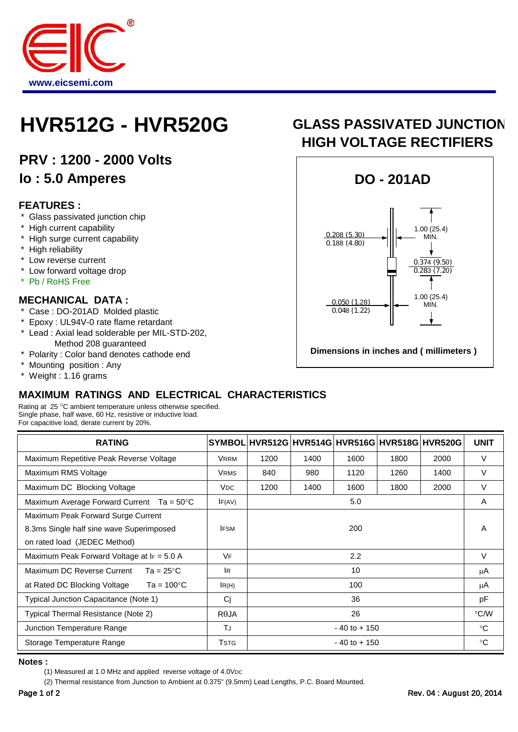www.eicsemi.com

# HVR512G - HVR520G

## GLASS PASSIVATED JUNCTION HIGH VOLTAGE RECTIFIERS

### PRV : 1200 - 2000 Volts
### Io : 5.0 Amperes

DO - 201AD

0.208 (5.30)
0.188 (4.80)

1.00 (25.4) MIN.

0.374 (9.50)
0.283 (7.20)

0.050 (1.28)
0.048 (1.22)

1.00 (25.4) MIN.

Dimensions in inches and ( millimeters )

### FEATURES :

- * Glass passivated junction chip
- * High current capability
- * High surge current capability
- * High reliability
- * Low reverse current
- * Low forward voltage drop
- * Pb / RoHS Free

### MECHANICAL DATA :

- * Case : DO-201AD Molded plastic
- * Epoxy : UL94V-0 rate flame retardant
- * Lead : Axial lead solderable per MIL-STD-202, Method 208 guaranteed
- * Polarity : Color band denotes cathode end
- * Mounting position : Any
- * Weight : 1.16 grams

### MAXIMUM RATINGS AND ELECTRICAL CHARACTERISTICS

Rating at 25 °C ambient temperature unless otherwise specified.
Single phase, half wave, 60 Hz, resistive or inductive load.
For capacitive load, derate current by 20%.

| RATING | SYMBOL | HVR512G | HVR514G | HVR516G | HVR518G | HVR520G | UNIT |
|---|---|---|---|---|---|---|---|
| Maximum Repetitive Peak Reverse Voltage | $V_{RRM}$ | 1200 | 1400 | 1600 | 1800 | 2000 | V |
| Maximum RMS Voltage | $V_{RMS}$ | 840 | 980 | 1120 | 1260 | 1400 | V |
| Maximum DC Blocking Voltage | $V_{DC}$ | 1200 | 1400 | 1600 | 1800 | 2000 | V |
| Maximum Average Forward Current Ta = 50°C | $I_{F(AV)}$ | 5.0 | | | | | A |
| Maximum Peak Forward Surge Current 8.3ms Single half sine wave Superimposed on rated load (JEDEC Method) | $I_{FSM}$ | 200 | | | | | A |
| Maximum Peak Forward Voltage at $I_F$ = 5.0 A | $V_F$ | 2.2 | | | | | V |
| Maximum DC Reverse Current Ta = 25°C | $I_R$ | 10 | | | | | μA |
| at Rated DC Blocking Voltage Ta = 100°C | $I_{R(H)}$ | 100 | | | | | μA |
| Typical Junction Capacitance (Note 1) | Cj | 36 | | | | | pF |
| Typical Thermal Resistance (Note 2) | $R_{\theta JA}$ | 26 | | | | | °C/W |
| Junction Temperature Range | $T_J$ | - 40 to + 150 | | | | | °C |
| Storage Temperature Range | $T_{STG}$ | - 40 to + 150 | | | | | °C |

**Notes :**

(1) Measured at 1.0 MHz and applied reverse voltage of 4.0$V_{DC}$

(2) Thermal resistance from Junction to Ambient at 0.375" (9.5mm) Lead Lengths, P.C. Board Mounted.

Rev. 04 : August 20, 2014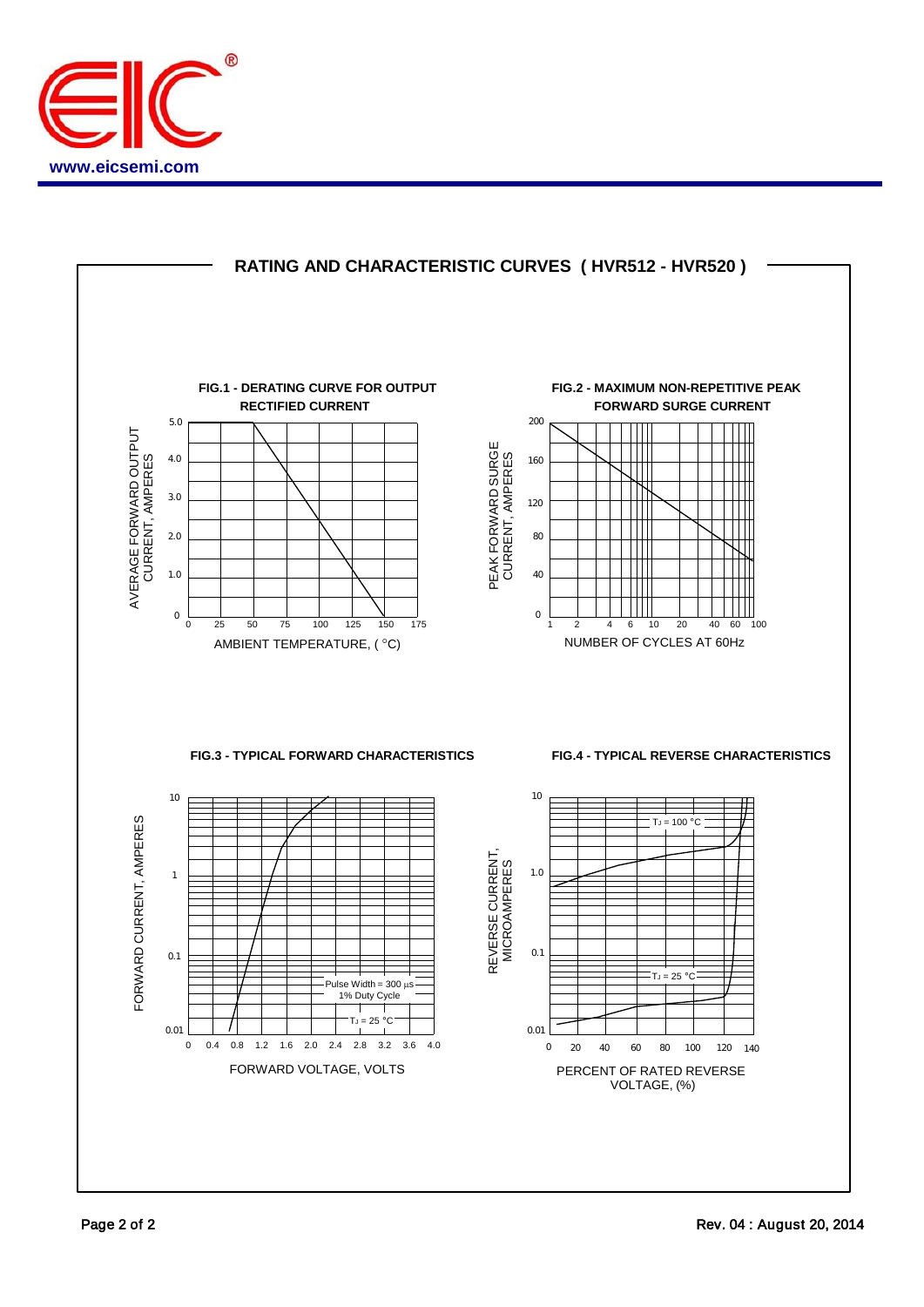## RATING AND CHARACTERISTIC CURVES ( HVR512 - HVR520 )

**FIG.1 - DERATING CURVE FOR OUTPUT RECTIFIED CURRENT**

AVERAGE FORWARD OUTPUT CURRENT, AMPERES

5.0
4.0
3.0
2.0
1.0
0

0 25 50 75 100 125 150 175

AMBIENT TEMPERATURE, ( °C)

**FIG.2 - MAXIMUM NON-REPETITIVE PEAK FORWARD SURGE CURRENT**

PEAK FORWARD SURGE CURRENT, AMPERES

200
160
120
80
40
0

1 2 4 6 10 20 40 60 100

NUMBER OF CYCLES AT 60Hz

**FIG.3 - TYPICAL FORWARD CHARACTERISTICS**

FORWARD CURRENT, AMPERES

10
1
0.1
0.01

0 0.4 0.8 1.2 1.6 2.0 2.4 2.8 3.2 3.6 4.0

FORWARD VOLTAGE, VOLTS

Pulse Width = 300 μs
1% Duty Cycle

$T_J$ = 25 °C

**FIG.4 - TYPICAL REVERSE CHARACTERISTICS**

REVERSE CURRENT, MICROAMPERES

10
1.0
0.1
0.01

0 20 40 60 80 100 120 140

PERCENT OF RATED REVERSE VOLTAGE, (%)

$T_J$ = 100 °C

$T_J$ = 25 °C